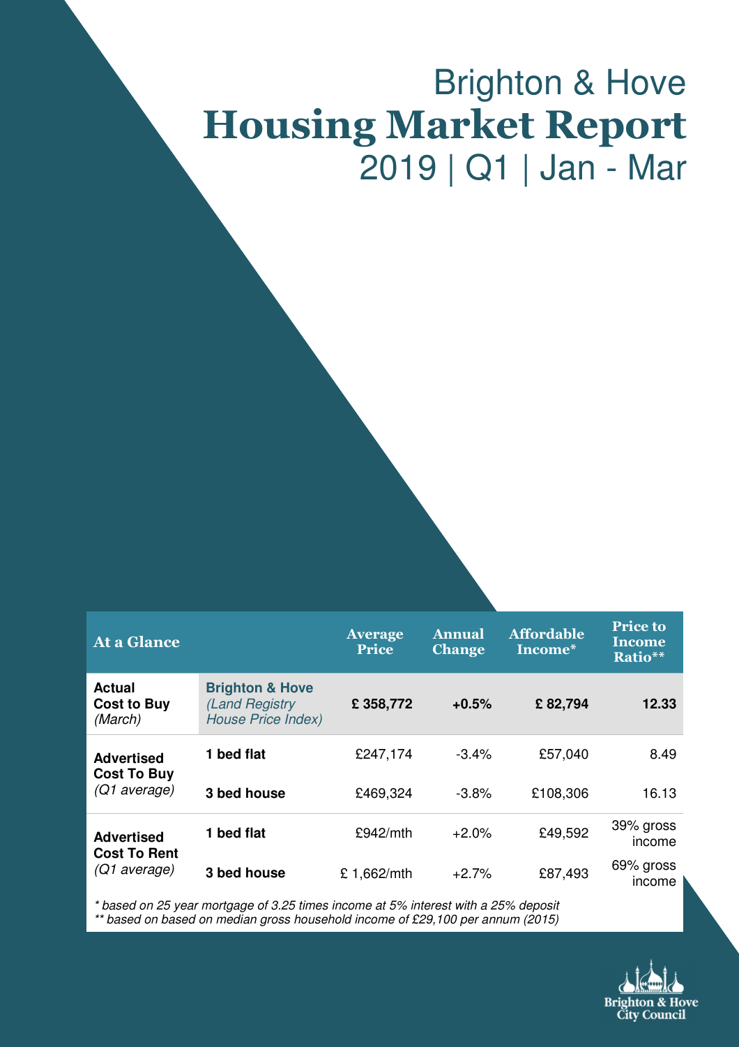# Brighton & Hove
# Housing Market Report
## 2019 | Q1 | Jan - Mar

| At a Glance | | Average Price | Annual Change | Affordable Income* | Price to Income Ratio** |
|---|---|---|---|---|---|
| **Actual Cost to Buy** *(March)* | **Brighton & Hove** *(Land Registry House Price Index)* | **£ 358,772** | **+0.5%** | **£ 82,794** | **12.33** |
| **Advertised Cost To Buy** *(Q1 average)* | **1 bed flat** | £247,174 | -3.4% | £57,040 | 8.49 |
| | **3 bed house** | £469,324 | -3.8% | £108,306 | 16.13 |
| **Advertised Cost To Rent** *(Q1 average)* | **1 bed flat** | £942/mth | +2.0% | £49,592 | 39% gross income |
| | **3 bed house** | £ 1,662/mth | +2.7% | £87,493 | 69% gross income |

*\* based on 25 year mortgage of 3.25 times income at 5% interest with a 25% deposit*
*\*\* based on based on median gross household income of £29,100 per annum (2015)*

Brighton & Hove City Council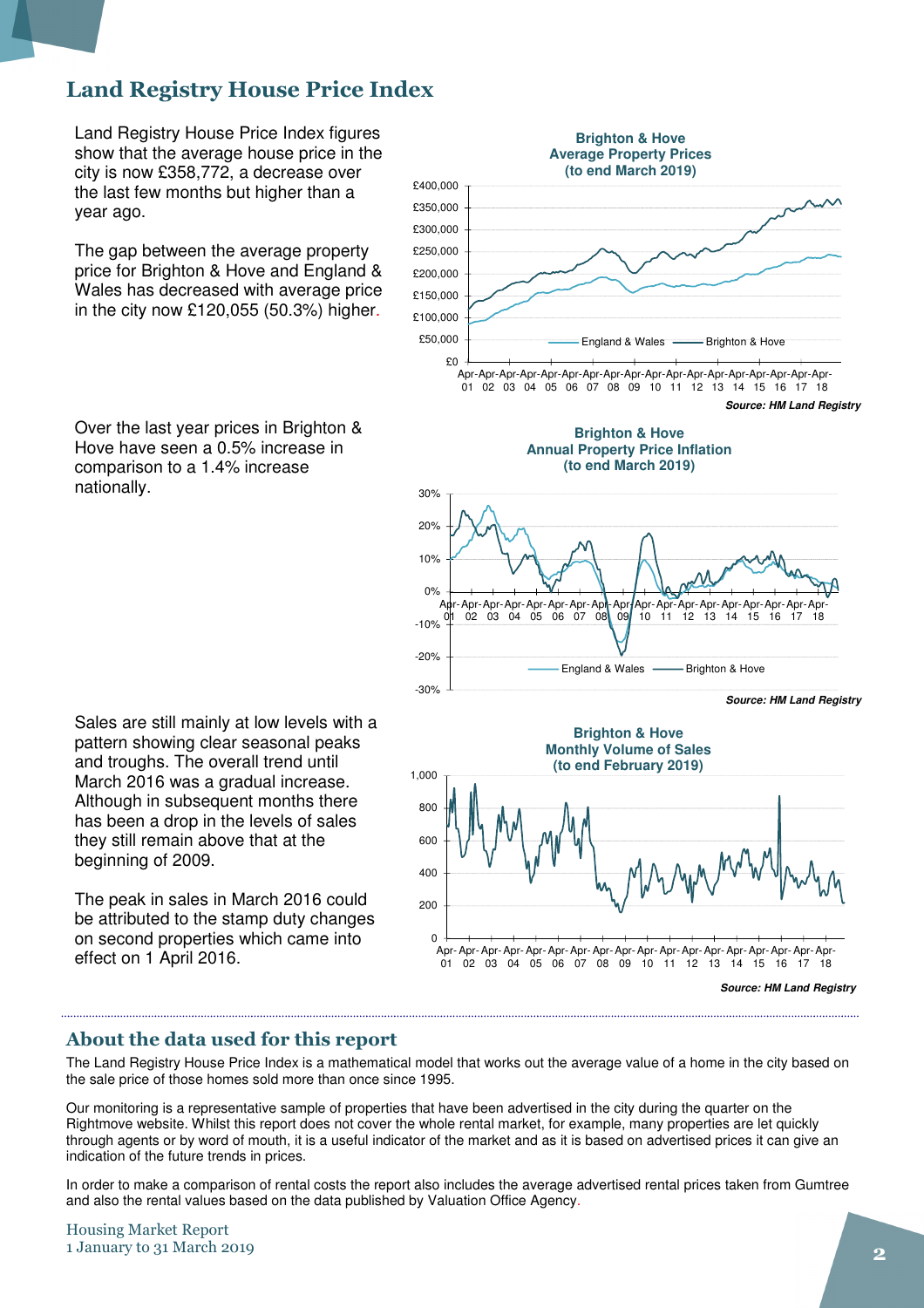## Land Registry House Price Index

Land Registry House Price Index figures show that the average house price in the city is now £358,772, a decrease over the last few months but higher than a year ago.

The gap between the average property price for Brighton & Hove and England & Wales has decreased with average price in the city now £120,055 (50.3%) higher.

**Brighton & Hove Average Property Prices (to end March 2019)**

*Source: HM Land Registry*

Over the last year prices in Brighton & Hove have seen a 0.5% increase in comparison to a 1.4% increase nationally.

**Brighton & Hove Annual Property Price Inflation (to end March 2019)**

*Source: HM Land Registry*

Sales are still mainly at low levels with a pattern showing clear seasonal peaks and troughs. The overall trend until March 2016 was a gradual increase. Although in subsequent months there has been a drop in the levels of sales they still remain above that at the beginning of 2009.

The peak in sales in March 2016 could be attributed to the stamp duty changes on second properties which came into effect on 1 April 2016.

**Brighton & Hove Monthly Volume of Sales (to end February 2019)**

*Source: HM Land Registry*

## About the data used for this report

The Land Registry House Price Index is a mathematical model that works out the average value of a home in the city based on the sale price of those homes sold more than once since 1995.

Our monitoring is a representative sample of properties that have been advertised in the city during the quarter on the Rightmove website. Whilst this report does not cover the whole rental market, for example, many properties are let quickly through agents or by word of mouth, it is a useful indicator of the market and as it is based on advertised prices it can give an indication of the future trends in prices.

In order to make a comparison of rental costs the report also includes the average advertised rental prices taken from Gumtree and also the rental values based on the data published by Valuation Office Agency.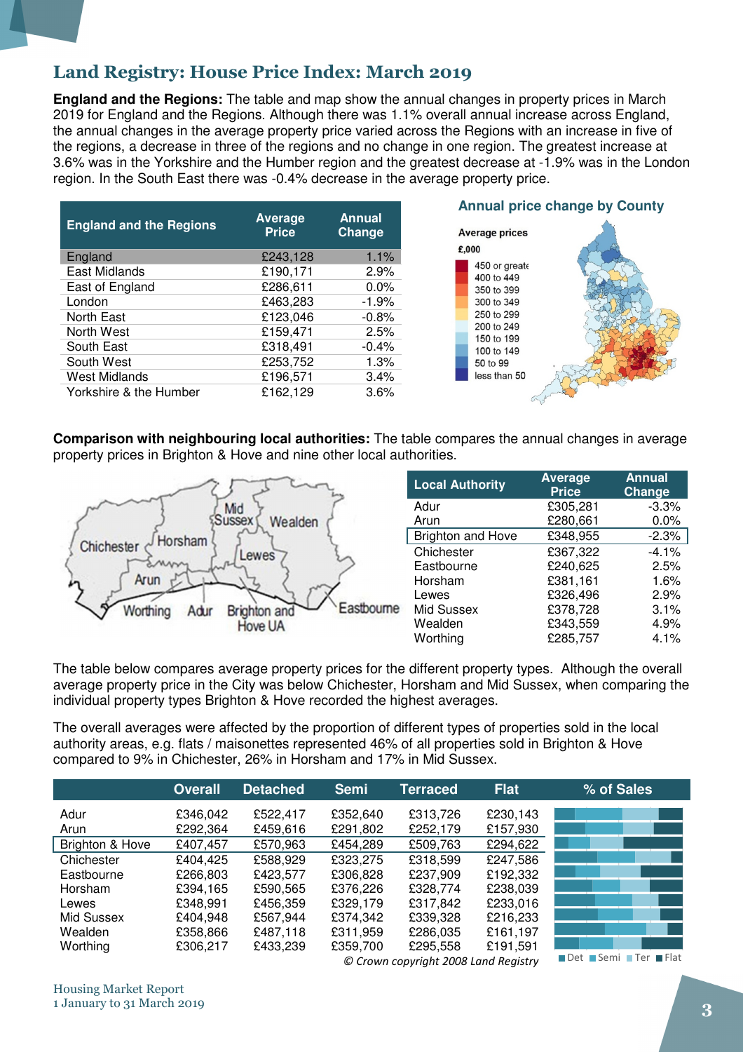# Land Registry: House Price Index: March 2019

**England and the Regions:** The table and map show the annual changes in property prices in March 2019 for England and the Regions. Although there was 1.1% overall annual increase across England, the annual changes in the average property price varied across the Regions with an increase in five of the regions, a decrease in three of the regions and no change in one region. The greatest increase at 3.6% was in the Yorkshire and the Humber region and the greatest decrease at -1.9% was in the London region. In the South East there was -0.4% decrease in the average property price.

| England and the Regions | Average Price | Annual Change |
|---|---|---|
| England | £243,128 | 1.1% |
| East Midlands | £190,171 | 2.9% |
| East of England | £286,611 | 0.0% |
| London | £463,283 | -1.9% |
| North East | £123,046 | -0.8% |
| North West | £159,471 | 2.5% |
| South East | £318,491 | -0.4% |
| South West | £253,752 | 1.3% |
| West Midlands | £196,571 | 3.4% |
| Yorkshire & the Humber | £162,129 | 3.6% |

**Annual price change by County**

Average prices £,000: 450 or greater; 400 to 449; 350 to 399; 300 to 349; 250 to 299; 200 to 249; 150 to 199; 100 to 149; 50 to 99; less than 50

**Comparison with neighbouring local authorities:** The table compares the annual changes in average property prices in Brighton & Hove and nine other local authorities.

| Local Authority | Average Price | Annual Change |
|---|---|---|
| Adur | £305,281 | -3.3% |
| Arun | £280,661 | 0.0% |
| Brighton and Hove | £348,955 | -2.3% |
| Chichester | £367,322 | -4.1% |
| Eastbourne | £240,625 | 2.5% |
| Horsham | £381,161 | 1.6% |
| Lewes | £326,496 | 2.9% |
| Mid Sussex | £378,728 | 3.1% |
| Wealden | £343,559 | 4.9% |
| Worthing | £285,757 | 4.1% |

The table below compares average property prices for the different property types. Although the overall average property price in the City was below Chichester, Horsham and Mid Sussex, when comparing the individual property types Brighton & Hove recorded the highest averages.

The overall averages were affected by the proportion of different types of properties sold in the local authority areas, e.g. flats / maisonettes represented 46% of all properties sold in Brighton & Hove compared to 9% in Chichester, 26% in Horsham and 17% in Mid Sussex.

| | Overall | Detached | Semi | Terraced | Flat |
|---|---|---|---|---|---|
| Adur | £346,042 | £522,417 | £352,640 | £313,726 | £230,143 |
| Arun | £292,364 | £459,616 | £291,802 | £252,179 | £157,930 |
| Brighton & Hove | £407,457 | £570,963 | £454,289 | £509,763 | £294,622 |
| Chichester | £404,425 | £588,929 | £323,275 | £318,599 | £247,586 |
| Eastbourne | £266,803 | £423,577 | £306,828 | £237,909 | £192,332 |
| Horsham | £394,165 | £590,565 | £376,226 | £328,774 | £238,039 |
| Lewes | £348,991 | £456,359 | £329,179 | £317,842 | £233,016 |
| Mid Sussex | £404,948 | £567,944 | £374,342 | £339,328 | £216,233 |
| Wealden | £358,866 | £487,118 | £311,959 | £286,035 | £161,197 |
| Worthing | £306,217 | £433,239 | £359,700 | £295,558 | £191,591 |

% of Sales: Det, Semi, Ter, Flat

*© Crown copyright 2008 Land Registry*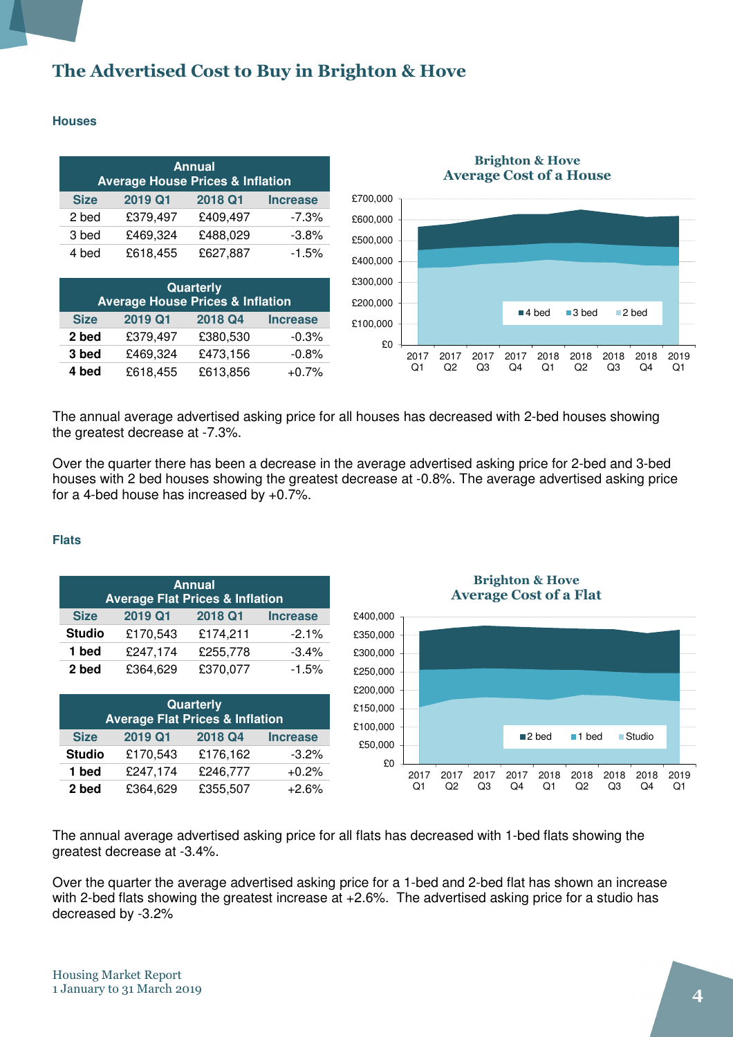# The Advertised Cost to Buy in Brighton & Hove

## Houses

| Annual Average House Prices & Inflation | | | |
|---|---|---|---|
| Size | 2019 Q1 | 2018 Q1 | Increase |
| 2 bed | £379,497 | £409,497 | -7.3% |
| 3 bed | £469,324 | £488,029 | -3.8% |
| 4 bed | £618,455 | £627,887 | -1.5% |

| Quarterly Average House Prices & Inflation | | | |
|---|---|---|---|
| Size | 2019 Q1 | 2018 Q4 | Increase |
| **2 bed** | £379,497 | £380,530 | -0.3% |
| **3 bed** | £469,324 | £473,156 | -0.8% |
| **4 bed** | £618,455 | £613,856 | +0.7% |

**Brighton & Hove Average Cost of a House**

The annual average advertised asking price for all houses has decreased with 2-bed houses showing the greatest decrease at -7.3%.

Over the quarter there has been a decrease in the average advertised asking price for 2-bed and 3-bed houses with 2 bed houses showing the greatest decrease at -0.8%. The average advertised asking price for a 4-bed house has increased by +0.7%.

## Flats

| Annual Average Flat Prices & Inflation | | | |
|---|---|---|---|
| Size | 2019 Q1 | 2018 Q1 | Increase |
| **Studio** | £170,543 | £174,211 | -2.1% |
| **1 bed** | £247,174 | £255,778 | -3.4% |
| **2 bed** | £364,629 | £370,077 | -1.5% |

| Quarterly Average Flat Prices & Inflation | | | |
|---|---|---|---|
| Size | 2019 Q1 | 2018 Q4 | Increase |
| **Studio** | £170,543 | £176,162 | -3.2% |
| **1 bed** | £247,174 | £246,777 | +0.2% |
| **2 bed** | £364,629 | £355,507 | +2.6% |

**Brighton & Hove Average Cost of a Flat**

The annual average advertised asking price for all flats has decreased with 1-bed flats showing the greatest decrease at -3.4%.

Over the quarter the average advertised asking price for a 1-bed and 2-bed flat has shown an increase with 2-bed flats showing the greatest increase at +2.6%. The advertised asking price for a studio has decreased by -3.2%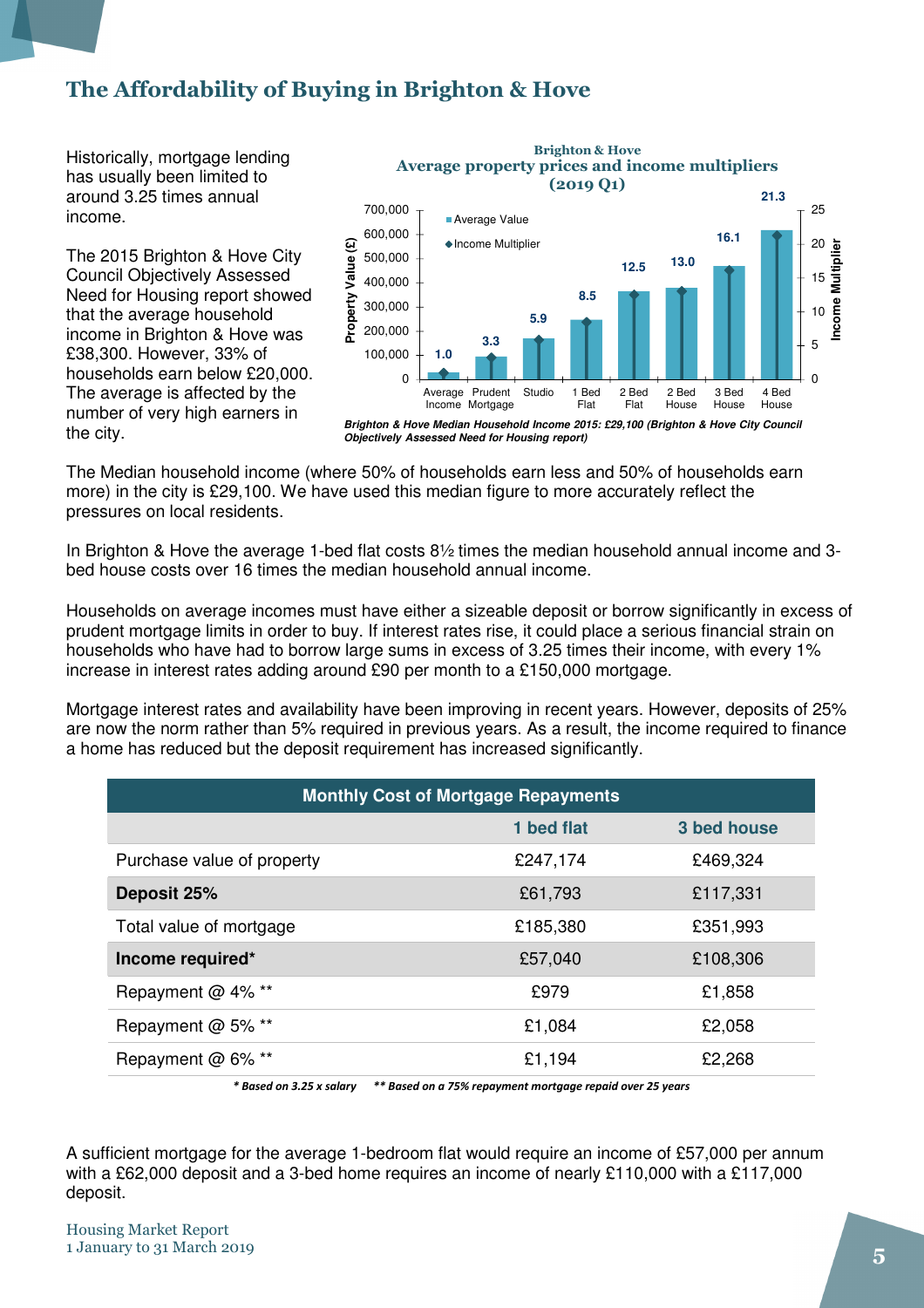# The Affordability of Buying in Brighton & Hove

Historically, mortgage lending has usually been limited to around 3.25 times annual income.

The 2015 Brighton & Hove City Council Objectively Assessed Need for Housing report showed that the average household income in Brighton & Hove was £38,300. However, 33% of households earn below £20,000. The average is affected by the number of very high earners in the city.

**Brighton & Hove**
**Average property prices and income multipliers (2019 Q1)**

| | Average Income | Prudent Mortgage | Studio | 1 Bed Flat | 2 Bed Flat | 2 Bed House | 3 Bed House | 4 Bed House |
|---|---|---|---|---|---|---|---|---|
| Income Multiplier | 1.0 | 3.3 | 5.9 | 8.5 | 12.5 | 13.0 | 16.1 | 21.3 |

*Brighton & Hove Median Household Income 2015: £29,100 (Brighton & Hove City Council Objectively Assessed Need for Housing report)*

The Median household income (where 50% of households earn less and 50% of households earn more) in the city is £29,100. We have used this median figure to more accurately reflect the pressures on local residents.

In Brighton & Hove the average 1-bed flat costs 8½ times the median household annual income and 3-bed house costs over 16 times the median household annual income.

Households on average incomes must have either a sizeable deposit or borrow significantly in excess of prudent mortgage limits in order to buy. If interest rates rise, it could place a serious financial strain on households who have had to borrow large sums in excess of 3.25 times their income, with every 1% increase in interest rates adding around £90 per month to a £150,000 mortgage.

Mortgage interest rates and availability have been improving in recent years. However, deposits of 25% are now the norm rather than 5% required in previous years. As a result, the income required to finance a home has reduced but the deposit requirement has increased significantly.

| Monthly Cost of Mortgage Repayments | | |
|---|---|---|
| | **1 bed flat** | **3 bed house** |
| Purchase value of property | £247,174 | £469,324 |
| **Deposit 25%** | £61,793 | £117,331 |
| Total value of mortgage | £185,380 | £351,993 |
| **Income required*** | £57,040 | £108,306 |
| Repayment @ 4% ** | £979 | £1,858 |
| Repayment @ 5% ** | £1,084 | £2,058 |
| Repayment @ 6% ** | £1,194 | £2,268 |

*\* Based on 3.25 x salary    \*\* Based on a 75% repayment mortgage repaid over 25 years*

A sufficient mortgage for the average 1-bedroom flat would require an income of £57,000 per annum with a £62,000 deposit and a 3-bed home requires an income of nearly £110,000 with a £117,000 deposit.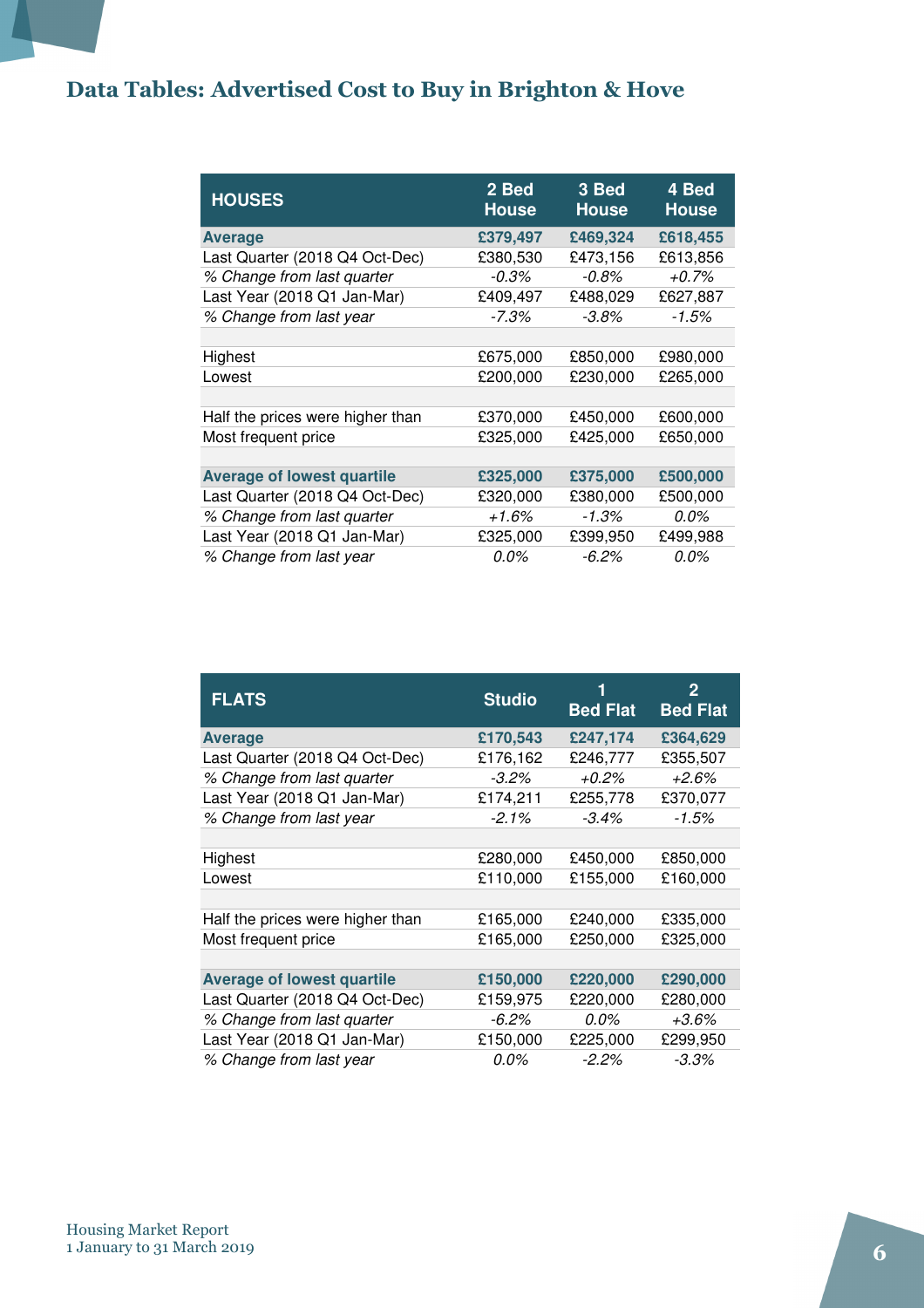# Data Tables: Advertised Cost to Buy in Brighton & Hove

| HOUSES | 2 Bed House | 3 Bed House | 4 Bed House |
|---|---|---|---|
| **Average** | **£379,497** | **£469,324** | **£618,455** |
| Last Quarter (2018 Q4 Oct-Dec) | £380,530 | £473,156 | £613,856 |
| *% Change from last quarter* | *-0.3%* | *-0.8%* | *+0.7%* |
| Last Year (2018 Q1 Jan-Mar) | £409,497 | £488,029 | £627,887 |
| *% Change from last year* | *-7.3%* | *-3.8%* | *-1.5%* |
| | | | |
| Highest | £675,000 | £850,000 | £980,000 |
| Lowest | £200,000 | £230,000 | £265,000 |
| | | | |
| Half the prices were higher than | £370,000 | £450,000 | £600,000 |
| Most frequent price | £325,000 | £425,000 | £650,000 |
| | | | |
| **Average of lowest quartile** | **£325,000** | **£375,000** | **£500,000** |
| Last Quarter (2018 Q4 Oct-Dec) | £320,000 | £380,000 | £500,000 |
| *% Change from last quarter* | *+1.6%* | *-1.3%* | *0.0%* |
| Last Year (2018 Q1 Jan-Mar) | £325,000 | £399,950 | £499,988 |
| *% Change from last year* | *0.0%* | *-6.2%* | *0.0%* |

| FLATS | Studio | 1 Bed Flat | 2 Bed Flat |
|---|---|---|---|
| **Average** | **£170,543** | **£247,174** | **£364,629** |
| Last Quarter (2018 Q4 Oct-Dec) | £176,162 | £246,777 | £355,507 |
| *% Change from last quarter* | *-3.2%* | *+0.2%* | *+2.6%* |
| Last Year (2018 Q1 Jan-Mar) | £174,211 | £255,778 | £370,077 |
| *% Change from last year* | *-2.1%* | *-3.4%* | *-1.5%* |
| | | | |
| Highest | £280,000 | £450,000 | £850,000 |
| Lowest | £110,000 | £155,000 | £160,000 |
| | | | |
| Half the prices were higher than | £165,000 | £240,000 | £335,000 |
| Most frequent price | £165,000 | £250,000 | £325,000 |
| | | | |
| **Average of lowest quartile** | **£150,000** | **£220,000** | **£290,000** |
| Last Quarter (2018 Q4 Oct-Dec) | £159,975 | £220,000 | £280,000 |
| *% Change from last quarter* | *-6.2%* | *0.0%* | *+3.6%* |
| Last Year (2018 Q1 Jan-Mar) | £150,000 | £225,000 | £299,950 |
| *% Change from last year* | *0.0%* | *-2.2%* | *-3.3%* |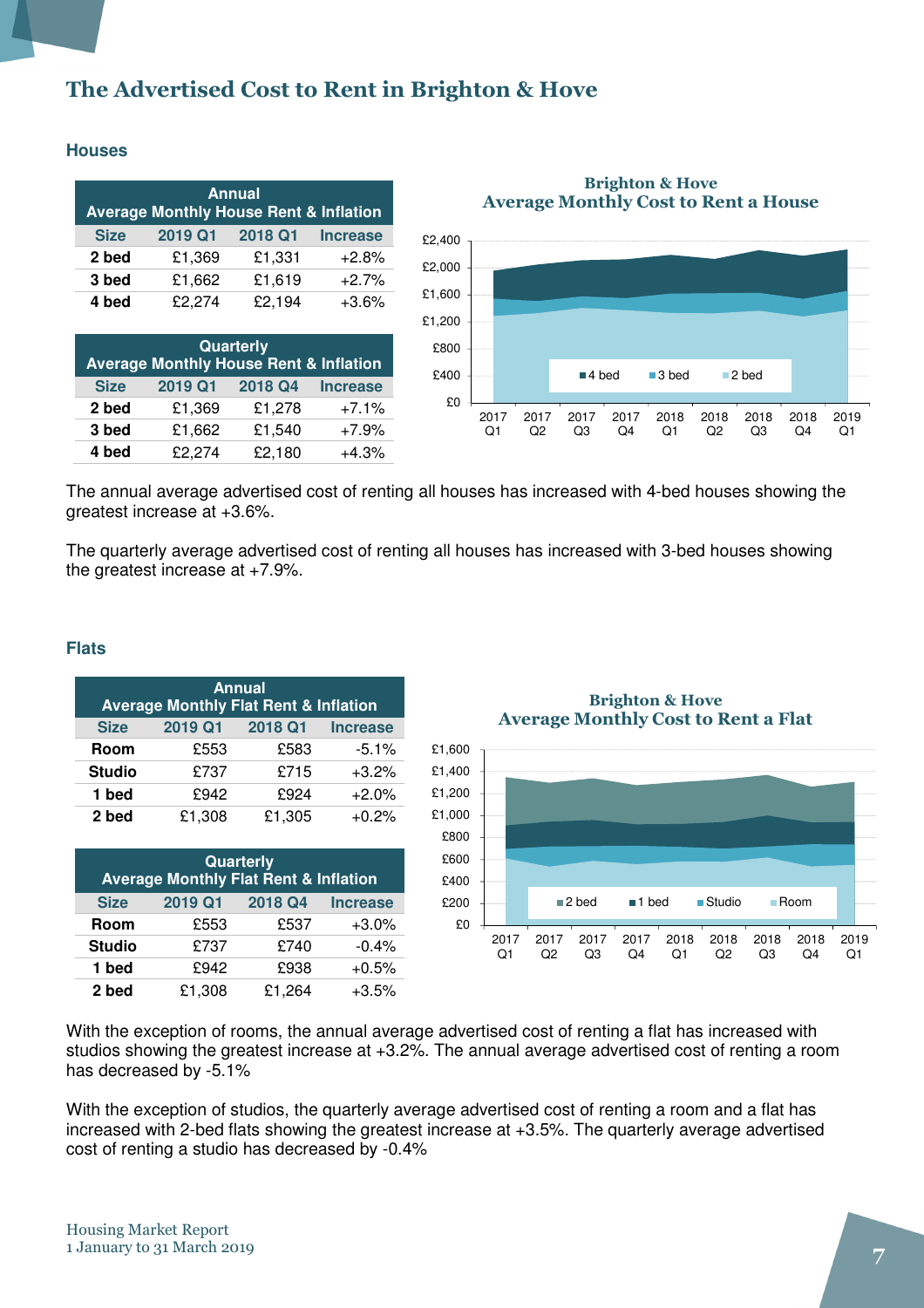# The Advertised Cost to Rent in Brighton & Hove

## Houses

| Annual Average Monthly House Rent & Inflation | | | |
|---|---|---|---|
| Size | 2019 Q1 | 2018 Q1 | Increase |
| 2 bed | £1,369 | £1,331 | +2.8% |
| 3 bed | £1,662 | £1,619 | +2.7% |
| 4 bed | £2,274 | £2,194 | +3.6% |

| Quarterly Average Monthly House Rent & Inflation | | | |
|---|---|---|---|
| Size | 2019 Q1 | 2018 Q4 | Increase |
| 2 bed | £1,369 | £1,278 | +7.1% |
| 3 bed | £1,662 | £1,540 | +7.9% |
| 4 bed | £2,274 | £2,180 | +4.3% |

**Brighton & Hove Average Monthly Cost to Rent a House**

The annual average advertised cost of renting all houses has increased with 4-bed houses showing the greatest increase at +3.6%.

The quarterly average advertised cost of renting all houses has increased with 3-bed houses showing the greatest increase at +7.9%.

## Flats

| Annual Average Monthly Flat Rent & Inflation | | | |
|---|---|---|---|
| Size | 2019 Q1 | 2018 Q1 | Increase |
| Room | £553 | £583 | -5.1% |
| Studio | £737 | £715 | +3.2% |
| 1 bed | £942 | £924 | +2.0% |
| 2 bed | £1,308 | £1,305 | +0.2% |

| Quarterly Average Monthly Flat Rent & Inflation | | | |
|---|---|---|---|
| Size | 2019 Q1 | 2018 Q4 | Increase |
| Room | £553 | £537 | +3.0% |
| Studio | £737 | £740 | -0.4% |
| 1 bed | £942 | £938 | +0.5% |
| 2 bed | £1,308 | £1,264 | +3.5% |

**Brighton & Hove Average Monthly Cost to Rent a Flat**

With the exception of rooms, the annual average advertised cost of renting a flat has increased with studios showing the greatest increase at +3.2%. The annual average advertised cost of renting a room has decreased by -5.1%

With the exception of studios, the quarterly average advertised cost of renting a room and a flat has increased with 2-bed flats showing the greatest increase at +3.5%. The quarterly average advertised cost of renting a studio has decreased by -0.4%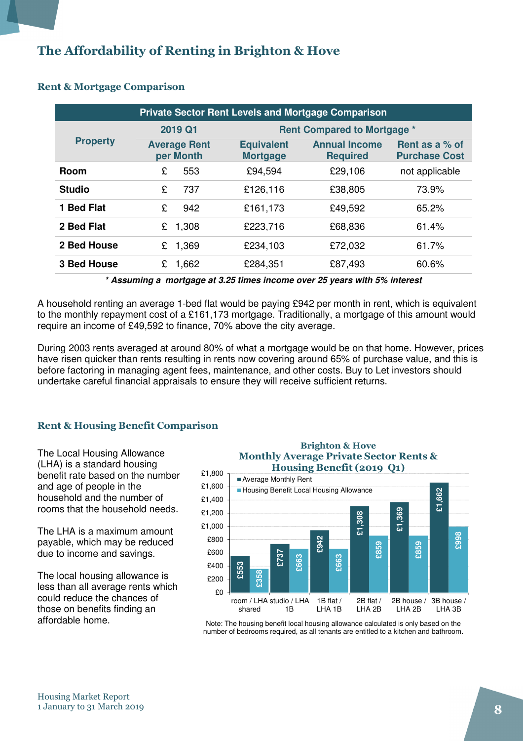# The Affordability of Renting in Brighton & Hove

## Rent & Mortgage Comparison

| Private Sector Rent Levels and Mortgage Comparison | | | | |
|---|---|---|---|---|
| Property | 2019 Q1 | Rent Compared to Mortgage * | | |
| | Average Rent per Month | Equivalent Mortgage | Annual Income Required | Rent as a % of Purchase Cost |
| **Room** | £ 553 | £94,594 | £29,106 | not applicable |
| **Studio** | £ 737 | £126,116 | £38,805 | 73.9% |
| **1 Bed Flat** | £ 942 | £161,173 | £49,592 | 65.2% |
| **2 Bed Flat** | £ 1,308 | £223,716 | £68,836 | 61.4% |
| **2 Bed House** | £ 1,369 | £234,103 | £72,032 | 61.7% |
| **3 Bed House** | £ 1,662 | £284,351 | £87,493 | 60.6% |

***\* Assuming a mortgage at 3.25 times income over 25 years with 5% interest***

A household renting an average 1-bed flat would be paying £942 per month in rent, which is equivalent to the monthly repayment cost of a £161,173 mortgage. Traditionally, a mortgage of this amount would require an income of £49,592 to finance, 70% above the city average.

During 2003 rents averaged at around 80% of what a mortgage would be on that home. However, prices have risen quicker than rents resulting in rents now covering around 65% of purchase value, and this is before factoring in managing agent fees, maintenance, and other costs. Buy to Let investors should undertake careful financial appraisals to ensure they will receive sufficient returns.

## Rent & Housing Benefit Comparison

The Local Housing Allowance (LHA) is a standard housing benefit rate based on the number and age of people in the household and the number of rooms that the household needs.

The LHA is a maximum amount payable, which may be reduced due to income and savings.

The local housing allowance is less than all average rents which could reduce the chances of those on benefits finding an affordable home.

**Brighton & Hove**
**Monthly Average Private Sector Rents & Housing Benefit (2019 Q1)**

| | Average Monthly Rent | Housing Benefit Local Housing Allowance |
|---|---|---|
| room / LHA shared | £553 | £358 |
| studio / LHA 1B | £737 | £663 |
| 1B flat / LHA 1B | £942 | £663 |
| 2B flat / LHA 2B | £1,308 | £859 |
| 2B house / LHA 2B | £1,369 | £859 |
| 3B house / LHA 3B | £1,662 | £998 |

Note: The housing benefit local housing allowance calculated is only based on the number of bedrooms required, as all tenants are entitled to a kitchen and bathroom.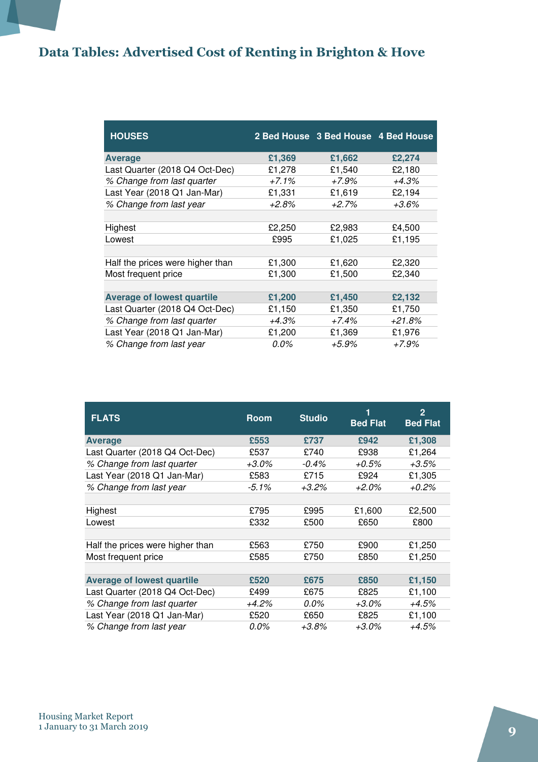# Data Tables: Advertised Cost of Renting in Brighton & Hove

| HOUSES | 2 Bed House | 3 Bed House | 4 Bed House |
|---|---|---|---|
| **Average** | **£1,369** | **£1,662** | **£2,274** |
| Last Quarter (2018 Q4 Oct-Dec) | £1,278 | £1,540 | £2,180 |
| *% Change from last quarter* | *+7.1%* | *+7.9%* | *+4.3%* |
| Last Year (2018 Q1 Jan-Mar) | £1,331 | £1,619 | £2,194 |
| *% Change from last year* | *+2.8%* | *+2.7%* | *+3.6%* |
| | | | |
| Highest | £2,250 | £2,983 | £4,500 |
| Lowest | £995 | £1,025 | £1,195 |
| | | | |
| Half the prices were higher than | £1,300 | £1,620 | £2,320 |
| Most frequent price | £1,300 | £1,500 | £2,340 |
| | | | |
| **Average of lowest quartile** | **£1,200** | **£1,450** | **£2,132** |
| Last Quarter (2018 Q4 Oct-Dec) | £1,150 | £1,350 | £1,750 |
| *% Change from last quarter* | *+4.3%* | *+7.4%* | *+21.8%* |
| Last Year (2018 Q1 Jan-Mar) | £1,200 | £1,369 | £1,976 |
| *% Change from last year* | *0.0%* | *+5.9%* | *+7.9%* |

| FLATS | Room | Studio | 1 Bed Flat | 2 Bed Flat |
|---|---|---|---|---|
| **Average** | **£553** | **£737** | **£942** | **£1,308** |
| Last Quarter (2018 Q4 Oct-Dec) | £537 | £740 | £938 | £1,264 |
| *% Change from last quarter* | *+3.0%* | *-0.4%* | *+0.5%* | *+3.5%* |
| Last Year (2018 Q1 Jan-Mar) | £583 | £715 | £924 | £1,305 |
| *% Change from last year* | *-5.1%* | *+3.2%* | *+2.0%* | *+0.2%* |
| | | | | |
| Highest | £795 | £995 | £1,600 | £2,500 |
| Lowest | £332 | £500 | £650 | £800 |
| | | | | |
| Half the prices were higher than | £563 | £750 | £900 | £1,250 |
| Most frequent price | £585 | £750 | £850 | £1,250 |
| | | | | |
| **Average of lowest quartile** | **£520** | **£675** | **£850** | **£1,150** |
| Last Quarter (2018 Q4 Oct-Dec) | £499 | £675 | £825 | £1,100 |
| *% Change from last quarter* | *+4.2%* | *0.0%* | *+3.0%* | *+4.5%* |
| Last Year (2018 Q1 Jan-Mar) | £520 | £650 | £825 | £1,100 |
| *% Change from last year* | *0.0%* | *+3.8%* | *+3.0%* | *+4.5%* |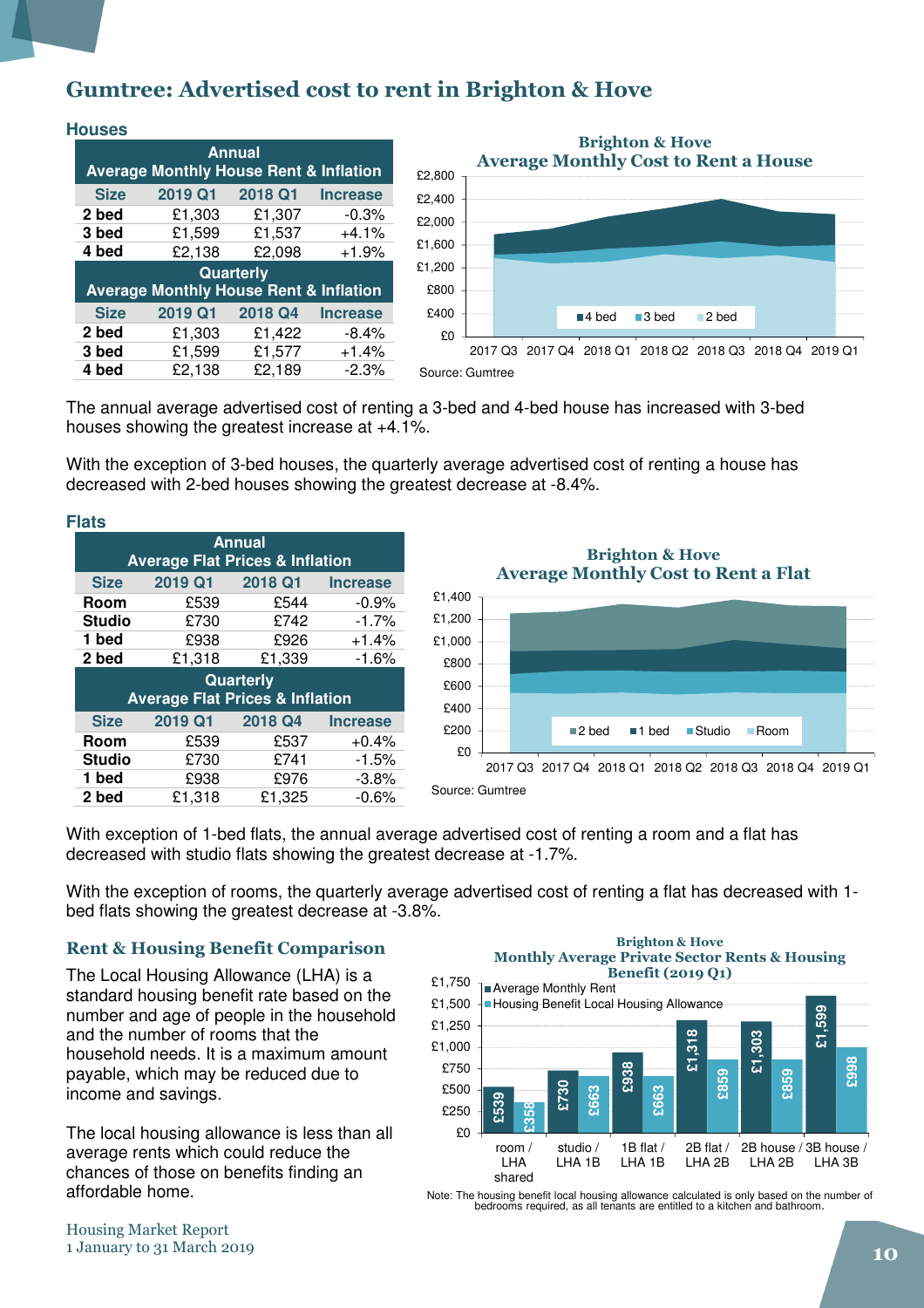# Gumtree: Advertised cost to rent in Brighton & Hove

## Houses

| Size | 2019 Q1 | 2018 Q1 | Increase |
|---|---|---|---|
| **Annual Average Monthly House Rent & Inflation** | | | |
| 2 bed | £1,303 | £1,307 | -0.3% |
| 3 bed | £1,599 | £1,537 | +4.1% |
| 4 bed | £2,138 | £2,098 | +1.9% |
| **Quarterly Average Monthly House Rent & Inflation** | | | |
| **Size** | **2019 Q1** | **2018 Q4** | **Increase** |
| 2 bed | £1,303 | £1,422 | -8.4% |
| 3 bed | £1,599 | £1,577 | +1.4% |
| 4 bed | £2,138 | £2,189 | -2.3% |

**Brighton & Hove Average Monthly Cost to Rent a House**

Source: Gumtree

The annual average advertised cost of renting a 3-bed and 4-bed house has increased with 3-bed houses showing the greatest increase at +4.1%.

With the exception of 3-bed houses, the quarterly average advertised cost of renting a house has decreased with 2-bed houses showing the greatest decrease at -8.4%.

## Flats

| Size | 2019 Q1 | 2018 Q1 | Increase |
|---|---|---|---|
| **Annual Average Flat Prices & Inflation** | | | |
| Room | £539 | £544 | -0.9% |
| Studio | £730 | £742 | -1.7% |
| 1 bed | £938 | £926 | +1.4% |
| 2 bed | £1,318 | £1,339 | -1.6% |
| **Quarterly Average Flat Prices & Inflation** | | | |
| **Size** | **2019 Q1** | **2018 Q4** | **Increase** |
| Room | £539 | £537 | +0.4% |
| Studio | £730 | £741 | -1.5% |
| 1 bed | £938 | £976 | -3.8% |
| 2 bed | £1,318 | £1,325 | -0.6% |

**Brighton & Hove Average Monthly Cost to Rent a Flat**

Source: Gumtree

With exception of 1-bed flats, the annual average advertised cost of renting a room and a flat has decreased with studio flats showing the greatest decrease at -1.7%.

With the exception of rooms, the quarterly average advertised cost of renting a flat has decreased with 1-bed flats showing the greatest decrease at -3.8%.

## Rent & Housing Benefit Comparison

The Local Housing Allowance (LHA) is a standard housing benefit rate based on the number and age of people in the household and the number of rooms that the household needs. It is a maximum amount payable, which may be reduced due to income and savings.

The local housing allowance is less than all average rents which could reduce the chances of those on benefits finding an affordable home.

**Brighton & Hove Monthly Average Private Sector Rents & Housing Benefit (2019 Q1)**

| | Average Monthly Rent | Housing Benefit Local Housing Allowance |
|---|---|---|
| room / LHA shared | £539 | £358 |
| studio / LHA 1B | £730 | £663 |
| 1B flat / LHA 1B | £938 | £663 |
| 2B flat / LHA 2B | £1,318 | £859 |
| 2B house / LHA 2B | £1,303 | £859 |
| 3B house / LHA 3B | £1,599 | £998 |

Note: The housing benefit local housing allowance calculated is only based on the number of bedrooms required, as all tenants are entitled to a kitchen and bathroom.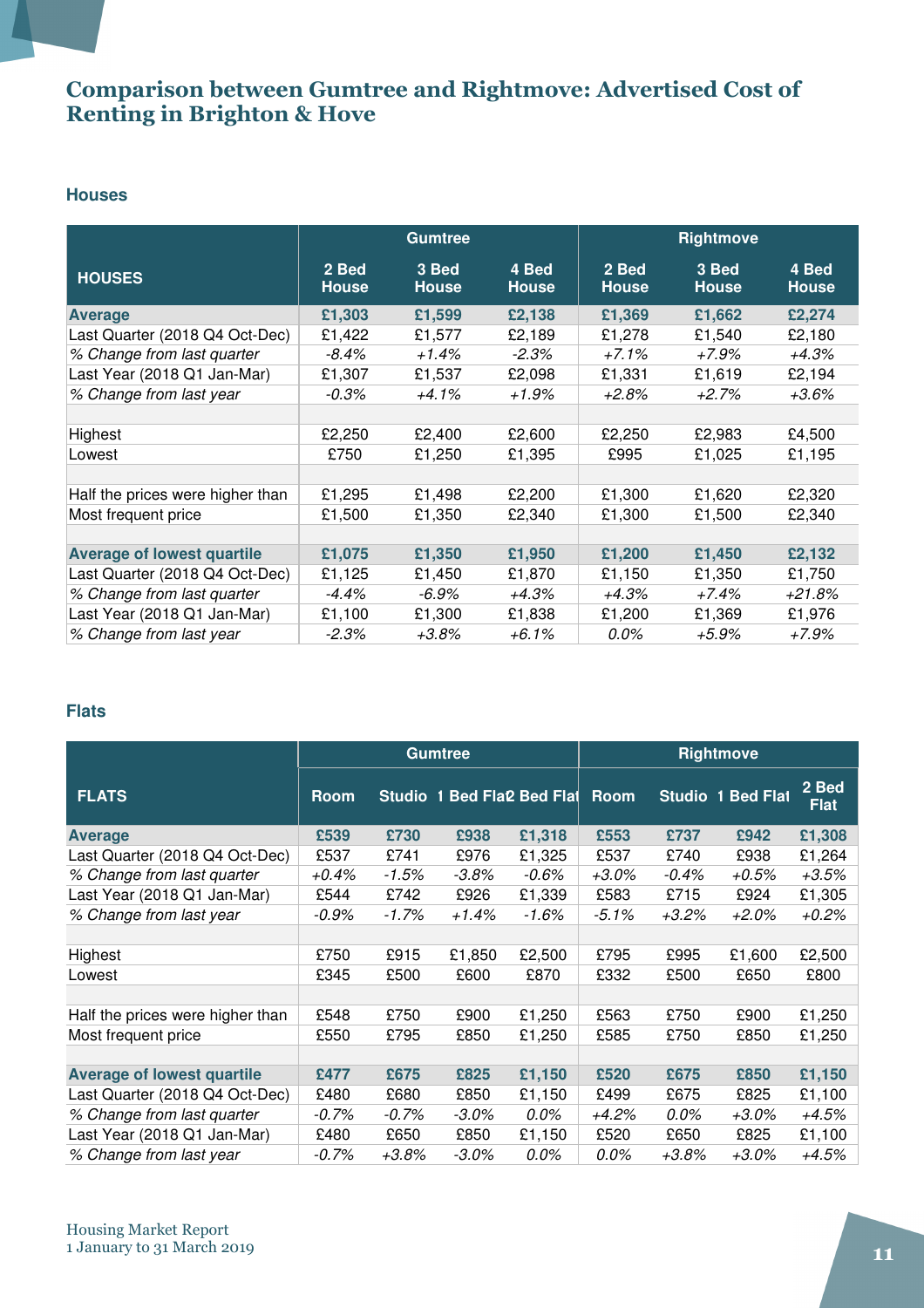# Comparison between Gumtree and Rightmove: Advertised Cost of Renting in Brighton & Hove

## Houses

| HOUSES | Gumtree | | | Rightmove | | |
|---|---|---|---|---|---|---|
| | 2 Bed House | 3 Bed House | 4 Bed House | 2 Bed House | 3 Bed House | 4 Bed House |
| **Average** | **£1,303** | **£1,599** | **£2,138** | **£1,369** | **£1,662** | **£2,274** |
| Last Quarter (2018 Q4 Oct-Dec) | £1,422 | £1,577 | £2,189 | £1,278 | £1,540 | £2,180 |
| *% Change from last quarter* | *-8.4%* | *+1.4%* | *-2.3%* | *+7.1%* | *+7.9%* | *+4.3%* |
| Last Year (2018 Q1 Jan-Mar) | £1,307 | £1,537 | £2,098 | £1,331 | £1,619 | £2,194 |
| *% Change from last year* | *-0.3%* | *+4.1%* | *+1.9%* | *+2.8%* | *+2.7%* | *+3.6%* |
| | | | | | | |
| Highest | £2,250 | £2,400 | £2,600 | £2,250 | £2,983 | £4,500 |
| Lowest | £750 | £1,250 | £1,395 | £995 | £1,025 | £1,195 |
| | | | | | | |
| Half the prices were higher than | £1,295 | £1,498 | £2,200 | £1,300 | £1,620 | £2,320 |
| Most frequent price | £1,500 | £1,350 | £2,340 | £1,300 | £1,500 | £2,340 |
| | | | | | | |
| **Average of lowest quartile** | **£1,075** | **£1,350** | **£1,950** | **£1,200** | **£1,450** | **£2,132** |
| Last Quarter (2018 Q4 Oct-Dec) | £1,125 | £1,450 | £1,870 | £1,150 | £1,350 | £1,750 |
| *% Change from last quarter* | *-4.4%* | *-6.9%* | *+4.3%* | *+4.3%* | *+7.4%* | *+21.8%* |
| Last Year (2018 Q1 Jan-Mar) | £1,100 | £1,300 | £1,838 | £1,200 | £1,369 | £1,976 |
| *% Change from last year* | *-2.3%* | *+3.8%* | *+6.1%* | *0.0%* | *+5.9%* | *+7.9%* |

## Flats

| FLATS | Gumtree | | | | Rightmove | | | |
|---|---|---|---|---|---|---|---|---|
| | Room | Studio | 1 Bed Flat | 2 Bed Flat | Room | Studio | 1 Bed Flat | 2 Bed Flat |
| **Average** | **£539** | **£730** | **£938** | **£1,318** | **£553** | **£737** | **£942** | **£1,308** |
| Last Quarter (2018 Q4 Oct-Dec) | £537 | £741 | £976 | £1,325 | £537 | £740 | £938 | £1,264 |
| *% Change from last quarter* | *+0.4%* | *-1.5%* | *-3.8%* | *-0.6%* | *+3.0%* | *-0.4%* | *+0.5%* | *+3.5%* |
| Last Year (2018 Q1 Jan-Mar) | £544 | £742 | £926 | £1,339 | £583 | £715 | £924 | £1,305 |
| *% Change from last year* | *-0.9%* | *-1.7%* | *+1.4%* | *-1.6%* | *-5.1%* | *+3.2%* | *+2.0%* | *+0.2%* |
| | | | | | | | | |
| Highest | £750 | £915 | £1,850 | £2,500 | £795 | £995 | £1,600 | £2,500 |
| Lowest | £345 | £500 | £600 | £870 | £332 | £500 | £650 | £800 |
| | | | | | | | | |
| Half the prices were higher than | £548 | £750 | £900 | £1,250 | £563 | £750 | £900 | £1,250 |
| Most frequent price | £550 | £795 | £850 | £1,250 | £585 | £750 | £850 | £1,250 |
| | | | | | | | | |
| **Average of lowest quartile** | **£477** | **£675** | **£825** | **£1,150** | **£520** | **£675** | **£850** | **£1,150** |
| Last Quarter (2018 Q4 Oct-Dec) | £480 | £680 | £850 | £1,150 | £499 | £675 | £825 | £1,100 |
| *% Change from last quarter* | *-0.7%* | *-0.7%* | *-3.0%* | *0.0%* | *+4.2%* | *0.0%* | *+3.0%* | *+4.5%* |
| Last Year (2018 Q1 Jan-Mar) | £480 | £650 | £850 | £1,150 | £520 | £650 | £825 | £1,100 |
| *% Change from last year* | *-0.7%* | *+3.8%* | *-3.0%* | *0.0%* | *0.0%* | *+3.8%* | *+3.0%* | *+4.5%* |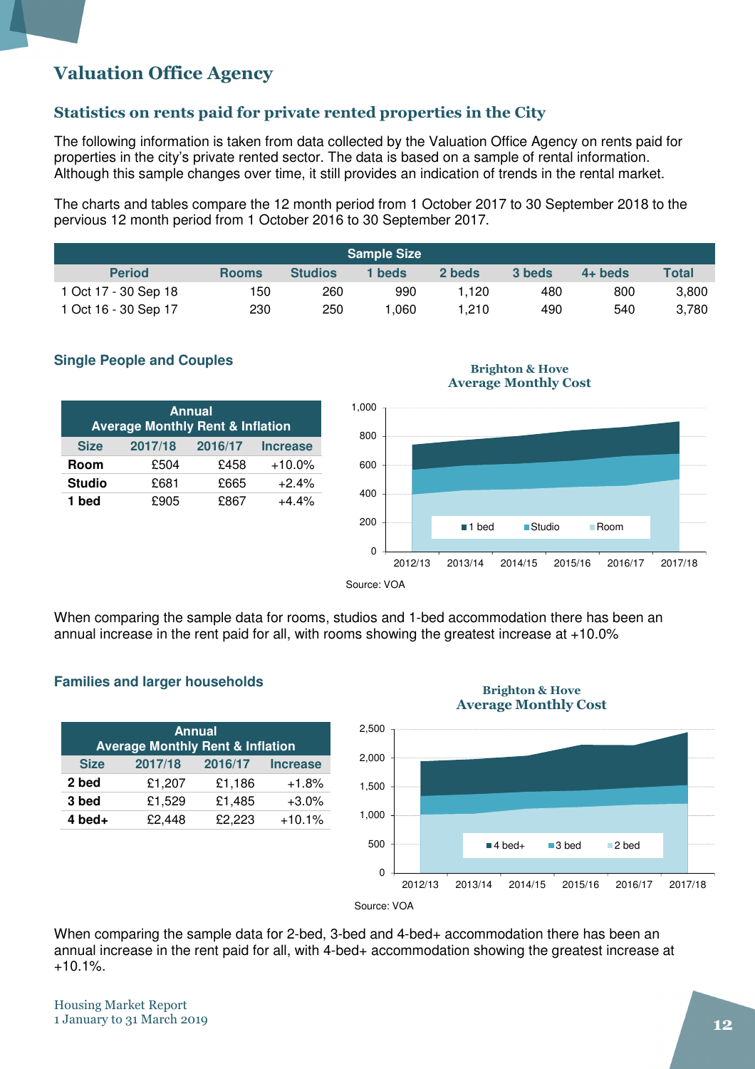# Valuation Office Agency

## Statistics on rents paid for private rented properties in the City

The following information is taken from data collected by the Valuation Office Agency on rents paid for properties in the city's private rented sector. The data is based on a sample of rental information. Although this sample changes over time, it still provides an indication of trends in the rental market.

The charts and tables compare the 12 month period from 1 October 2017 to 30 September 2018 to the pervious 12 month period from 1 October 2016 to 30 September 2017.

| Sample Size | | | | | | | |
|---|---|---|---|---|---|---|---|
| **Period** | **Rooms** | **Studios** | **1 beds** | **2 beds** | **3 beds** | **4+ beds** | **Total** |
| 1 Oct 17 - 30 Sep 18 | 150 | 260 | 990 | 1,120 | 480 | 800 | 3,800 |
| 1 Oct 16 - 30 Sep 17 | 230 | 250 | 1,060 | 1,210 | 490 | 540 | 3,780 |

### Single People and Couples

| Annual Average Monthly Rent & Inflation | | | |
|---|---|---|---|
| **Size** | **2017/18** | **2016/17** | **Increase** |
| **Room** | £504 | £458 | +10.0% |
| **Studio** | £681 | £665 | +2.4% |
| **1 bed** | £905 | £867 | +4.4% |

**Brighton & Hove Average Monthly Cost**

Source: VOA

When comparing the sample data for rooms, studios and 1-bed accommodation there has been an annual increase in the rent paid for all, with rooms showing the greatest increase at +10.0%

### Families and larger households

| Annual Average Monthly Rent & Inflation | | | |
|---|---|---|---|
| **Size** | **2017/18** | **2016/17** | **Increase** |
| **2 bed** | £1,207 | £1,186 | +1.8% |
| **3 bed** | £1,529 | £1,485 | +3.0% |
| **4 bed+** | £2,448 | £2,223 | +10.1% |

**Brighton & Hove Average Monthly Cost**

Source: VOA

When comparing the sample data for 2-bed, 3-bed and 4-bed+ accommodation there has been an annual increase in the rent paid for all, with 4-bed+ accommodation showing the greatest increase at +10.1%.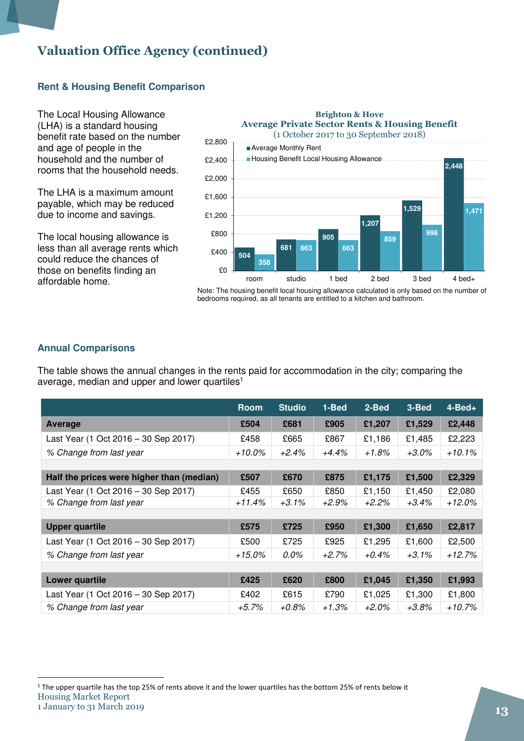# Valuation Office Agency (continued)

## Rent & Housing Benefit Comparison

The Local Housing Allowance (LHA) is a standard housing benefit rate based on the number and age of people in the household and the number of rooms that the household needs.

The LHA is a maximum amount payable, which may be reduced due to income and savings.

The local housing allowance is less than all average rents which could reduce the chances of those on benefits finding an affordable home.

**Brighton & Hove**
**Average Private Sector Rents & Housing Benefit**
(1 October 2017 to 30 September 2018)

| | room | studio | 1 bed | 2 bed | 3 bed | 4 bed+ |
|---|---|---|---|---|---|---|
| Average Monthly Rent | 504 | 681 | 905 | 1,207 | 1,529 | 2,448 |
| Housing Benefit Local Housing Allowance | 358 | 663 | 663 | 859 | 998 | 1,471 |

Note: The housing benefit local housing allowance calculated is only based on the number of bedrooms required, as all tenants are entitled to a kitchen and bathroom.

## Annual Comparisons

The table shows the annual changes in the rents paid for accommodation in the city; comparing the average, median and upper and lower quartiles[1]

| | Room | Studio | 1-Bed | 2-Bed | 3-Bed | 4-Bed+ |
|---|---|---|---|---|---|---|
| **Average** | **£504** | **£681** | **£905** | **£1,207** | **£1,529** | **£2,448** |
| Last Year (1 Oct 2016 – 30 Sep 2017) | £458 | £665 | £867 | £1,186 | £1,485 | £2,223 |
| *% Change from last year* | *+10.0%* | *+2.4%* | *+4.4%* | *+1.8%* | *+3.0%* | *+10.1%* |
| | | | | | | |
| **Half the prices were higher than (median)** | **£507** | **£670** | **£875** | **£1,175** | **£1,500** | **£2,329** |
| Last Year (1 Oct 2016 – 30 Sep 2017) | £455 | £650 | £850 | £1,150 | £1,450 | £2,080 |
| *% Change from last year* | *+11.4%* | *+3.1%* | *+2.9%* | *+2.2%* | *+3.4%* | *+12.0%* |
| | | | | | | |
| **Upper quartile** | **£575** | **£725** | **£950** | **£1,300** | **£1,650** | **£2,817** |
| Last Year (1 Oct 2016 – 30 Sep 2017) | £500 | £725 | £925 | £1,295 | £1,600 | £2,500 |
| *% Change from last year* | *+15.0%* | *0.0%* | *+2.7%* | *+0.4%* | *+3.1%* | *+12.7%* |
| | | | | | | |
| **Lower quartile** | **£425** | **£620** | **£800** | **£1,045** | **£1,350** | **£1,993** |
| Last Year (1 Oct 2016 – 30 Sep 2017) | £402 | £615 | £790 | £1,025 | £1,300 | £1,800 |
| *% Change from last year* | *+5.7%* | *+0.8%* | *+1.3%* | *+2.0%* | *+3.8%* | *+10.7%* |

[1] The upper quartile has the top 25% of rents above it and the lower quartiles has the bottom 25% of rents below it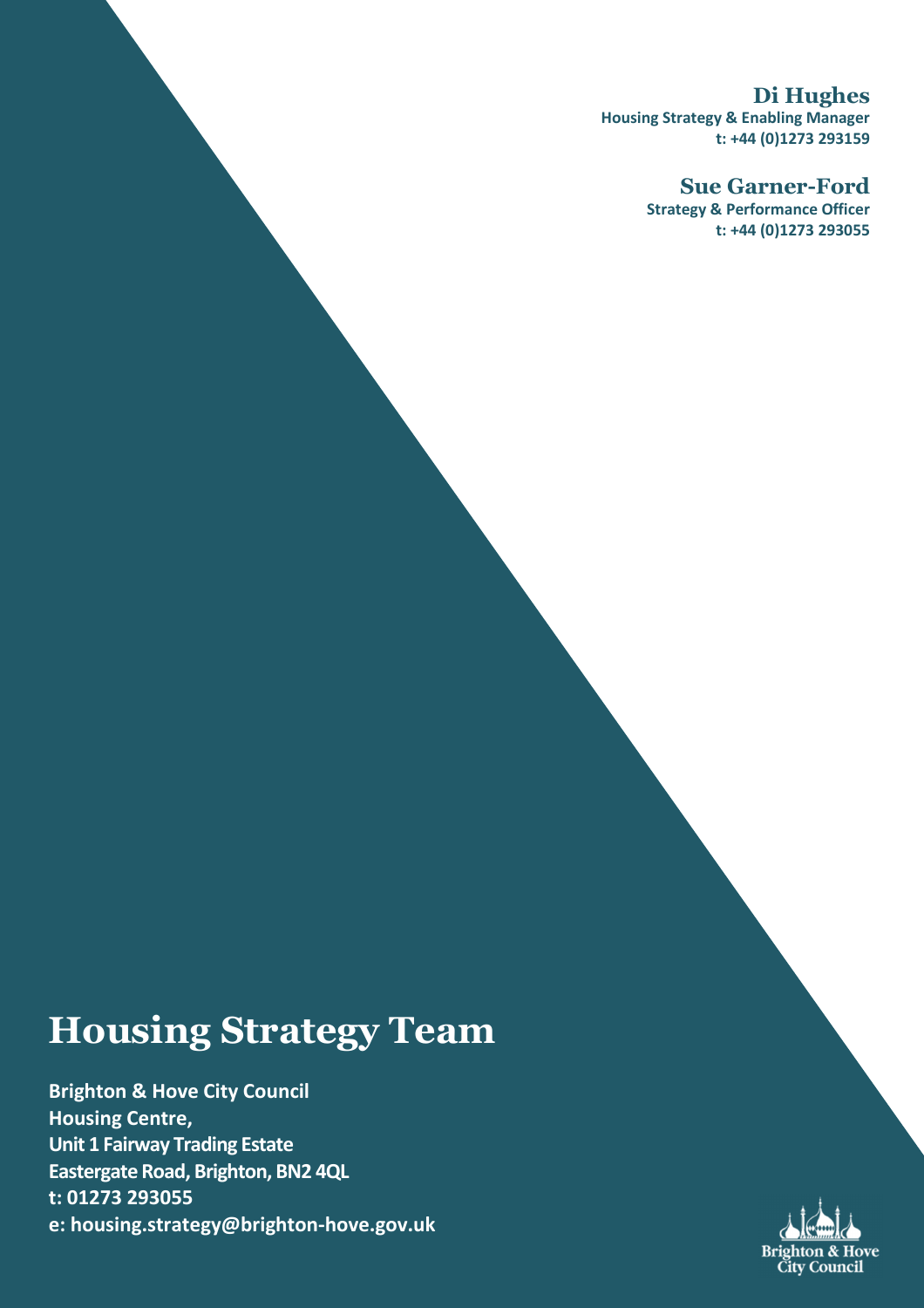**Di Hughes**
**Housing Strategy & Enabling Manager**
**t: +44 (0)1273 293159**

**Sue Garner-Ford**
**Strategy & Performance Officer**
**t: +44 (0)1273 293055**

# Housing Strategy Team

**Brighton & Hove City Council**
**Housing Centre,**
**Unit 1 Fairway Trading Estate**
**Eastergate Road, Brighton, BN2 4QL**
**t: 01273 293055**
**e: housing.strategy@brighton-hove.gov.uk**

Brighton & Hove City Council